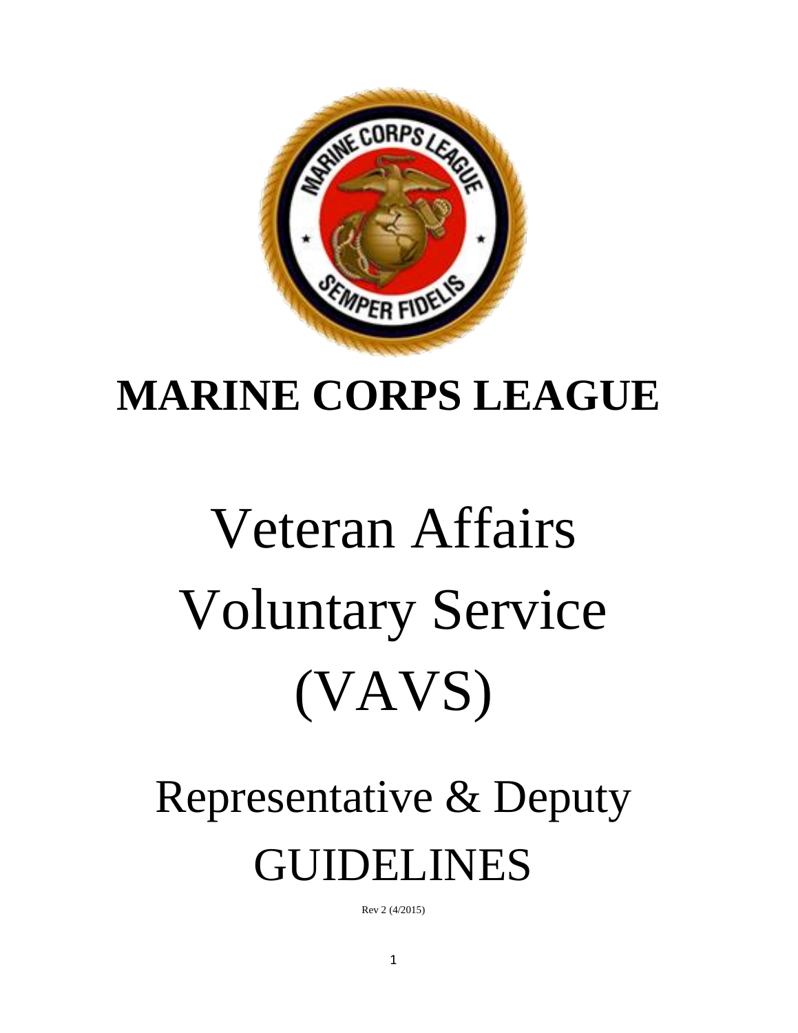# MARINE CORPS LEAGUE

# Veteran Affairs Voluntary Service (VAVS)

## Representative & Deputy GUIDELINES

Rev 2 (4/2015)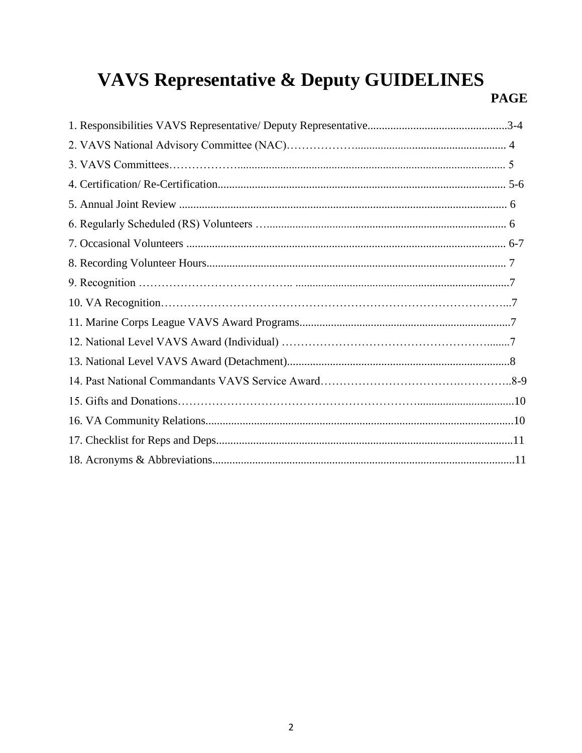# VAVS Representative & Deputy GUIDELINES

| | PAGE |
|---|---|
| 1. Responsibilities VAVS Representative/ Deputy Representative | 3-4 |
| 2. VAVS National Advisory Committee (NAC) | 4 |
| 3. VAVS Committees | 5 |
| 4. Certification/ Re-Certification | 5-6 |
| 5. Annual Joint Review | 6 |
| 6. Regularly Scheduled (RS) Volunteers | 6 |
| 7. Occasional Volunteers | 6-7 |
| 8. Recording Volunteer Hours | 7 |
| 9. Recognition | 7 |
| 10. VA Recognition | 7 |
| 11. Marine Corps League VAVS Award Programs | 7 |
| 12. National Level VAVS Award (Individual) | 7 |
| 13. National Level VAVS Award (Detachment) | 8 |
| 14. Past National Commandants VAVS Service Award | 8-9 |
| 15. Gifts and Donations | 10 |
| 16. VA Community Relations | 10 |
| 17. Checklist for Reps and Deps | 11 |
| 18. Acronyms & Abbreviations | 11 |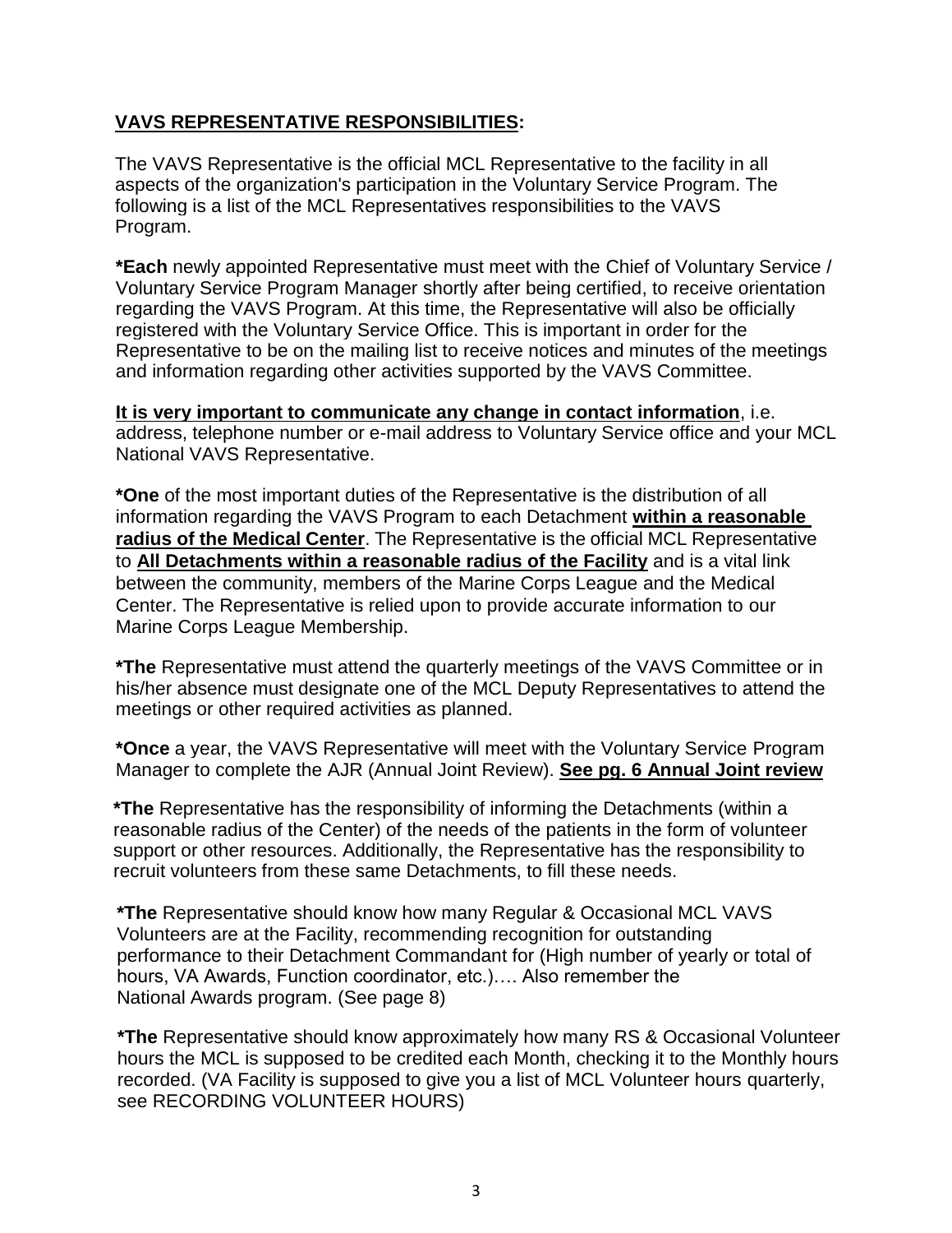**VAVS REPRESENTATIVE RESPONSIBILITIES:**

The VAVS Representative is the official MCL Representative to the facility in all aspects of the organization's participation in the Voluntary Service Program. The following is a list of the MCL Representatives responsibilities to the VAVS Program.

***Each** newly appointed Representative must meet with the Chief of Voluntary Service / Voluntary Service Program Manager shortly after being certified, to receive orientation regarding the VAVS Program. At this time, the Representative will also be officially registered with the Voluntary Service Office. This is important in order for the Representative to be on the mailing list to receive notices and minutes of the meetings and information regarding other activities supported by the VAVS Committee.

**It is very important to communicate any change in contact information**, i.e. address, telephone number or e-mail address to Voluntary Service office and your MCL National VAVS Representative.

***One** of the most important duties of the Representative is the distribution of all information regarding the VAVS Program to each Detachment **within a reasonable radius of the Medical Center**. The Representative is the official MCL Representative to **All Detachments within a reasonable radius of the Facility** and is a vital link between the community, members of the Marine Corps League and the Medical Center. The Representative is relied upon to provide accurate information to our Marine Corps League Membership.

***The** Representative must attend the quarterly meetings of the VAVS Committee or in his/her absence must designate one of the MCL Deputy Representatives to attend the meetings or other required activities as planned.

***Once** a year, the VAVS Representative will meet with the Voluntary Service Program Manager to complete the AJR (Annual Joint Review). **See pg. 6 Annual Joint review**

***The** Representative has the responsibility of informing the Detachments (within a reasonable radius of the Center) of the needs of the patients in the form of volunteer support or other resources. Additionally, the Representative has the responsibility to recruit volunteers from these same Detachments, to fill these needs.

***The** Representative should know how many Regular & Occasional MCL VAVS Volunteers are at the Facility, recommending recognition for outstanding performance to their Detachment Commandant for (High number of yearly or total of hours, VA Awards, Function coordinator, etc.)…. Also remember the National Awards program. (See page 8)

***The** Representative should know approximately how many RS & Occasional Volunteer hours the MCL is supposed to be credited each Month, checking it to the Monthly hours recorded. (VA Facility is supposed to give you a list of MCL Volunteer hours quarterly, see RECORDING VOLUNTEER HOURS)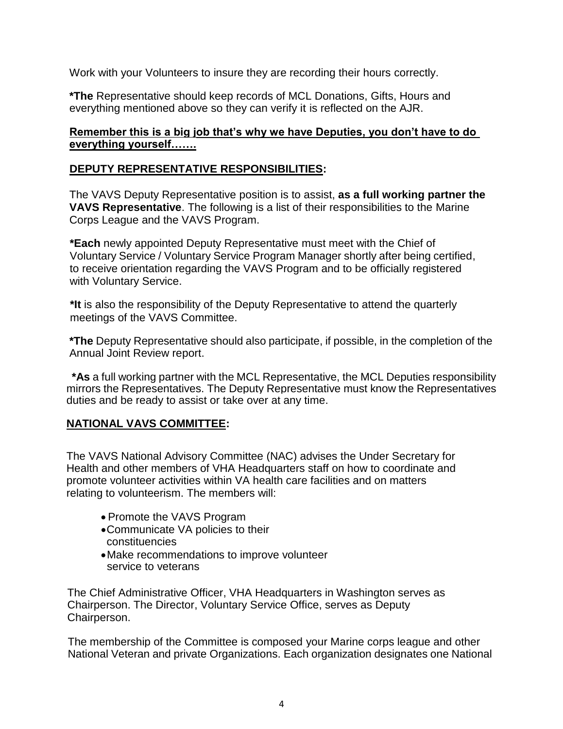Work with your Volunteers to insure they are recording their hours correctly.

**\*The** Representative should keep records of MCL Donations, Gifts, Hours and everything mentioned above so they can verify it is reflected on the AJR.

**<u>Remember this is a big job that's why we have Deputies, you don't have to do everything yourself…….</u>**

## <u>DEPUTY REPRESENTATIVE RESPONSIBILITIES</u>:

The VAVS Deputy Representative position is to assist, **as a full working partner the VAVS Representative**. The following is a list of their responsibilities to the Marine Corps League and the VAVS Program.

**\*Each** newly appointed Deputy Representative must meet with the Chief of Voluntary Service / Voluntary Service Program Manager shortly after being certified, to receive orientation regarding the VAVS Program and to be officially registered with Voluntary Service.

**\*It** is also the responsibility of the Deputy Representative to attend the quarterly meetings of the VAVS Committee.

**\*The** Deputy Representative should also participate, if possible, in the completion of the Annual Joint Review report.

**\*As** a full working partner with the MCL Representative, the MCL Deputies responsibility mirrors the Representatives. The Deputy Representative must know the Representatives duties and be ready to assist or take over at any time.

## <u>NATIONAL VAVS COMMITTEE</u>:

The VAVS National Advisory Committee (NAC) advises the Under Secretary for Health and other members of VHA Headquarters staff on how to coordinate and promote volunteer activities within VA health care facilities and on matters relating to volunteerism. The members will:

- Promote the VAVS Program
- Communicate VA policies to their constituencies
- Make recommendations to improve volunteer service to veterans

The Chief Administrative Officer, VHA Headquarters in Washington serves as Chairperson. The Director, Voluntary Service Office, serves as Deputy Chairperson.

The membership of the Committee is composed your Marine corps league and other National Veteran and private Organizations. Each organization designates one National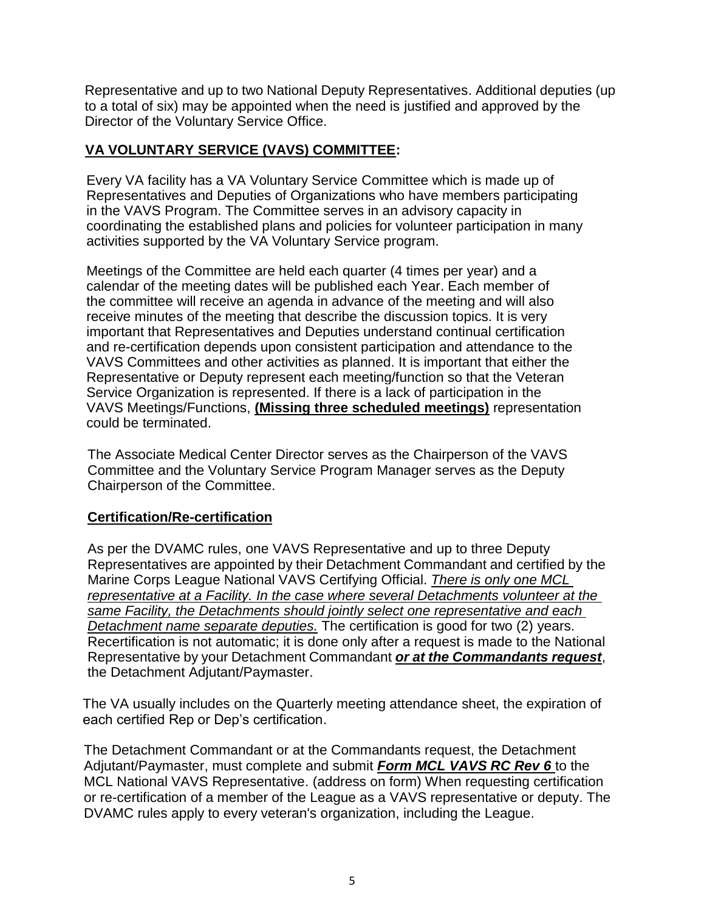Representative and up to two National Deputy Representatives. Additional deputies (up to a total of six) may be appointed when the need is justified and approved by the Director of the Voluntary Service Office.

## **<u>VA VOLUNTARY SERVICE (VAVS) COMMITTEE</u>:**

Every VA facility has a VA Voluntary Service Committee which is made up of Representatives and Deputies of Organizations who have members participating in the VAVS Program. The Committee serves in an advisory capacity in coordinating the established plans and policies for volunteer participation in many activities supported by the VA Voluntary Service program.

Meetings of the Committee are held each quarter (4 times per year) and a calendar of the meeting dates will be published each Year. Each member of the committee will receive an agenda in advance of the meeting and will also receive minutes of the meeting that describe the discussion topics. It is very important that Representatives and Deputies understand continual certification and re-certification depends upon consistent participation and attendance to the VAVS Committees and other activities as planned. It is important that either the Representative or Deputy represent each meeting/function so that the Veteran Service Organization is represented. If there is a lack of participation in the VAVS Meetings/Functions, **<u>(Missing three scheduled meetings)</u>** representation could be terminated.

The Associate Medical Center Director serves as the Chairperson of the VAVS Committee and the Voluntary Service Program Manager serves as the Deputy Chairperson of the Committee.

### **<u>Certification/Re-certification</u>**

As per the DVAMC rules, one VAVS Representative and up to three Deputy Representatives are appointed by their Detachment Commandant and certified by the Marine Corps League National VAVS Certifying Official. *<u>There is only one MCL representative at a Facility. In the case where several Detachments volunteer at the same Facility, the Detachments should jointly select one representative and each Detachment name separate deputies.</u>* The certification is good for two (2) years. Recertification is not automatic; it is done only after a request is made to the National Representative by your Detachment Commandant ***<u>or at the Commandants request</u>***, the Detachment Adjutant/Paymaster.

The VA usually includes on the Quarterly meeting attendance sheet, the expiration of each certified Rep or Dep's certification.

The Detachment Commandant or at the Commandants request, the Detachment Adjutant/Paymaster, must complete and submit ***<u>Form MCL VAVS RC Rev 6</u>*** to the MCL National VAVS Representative. (address on form) When requesting certification or re-certification of a member of the League as a VAVS representative or deputy. The DVAMC rules apply to every veteran's organization, including the League.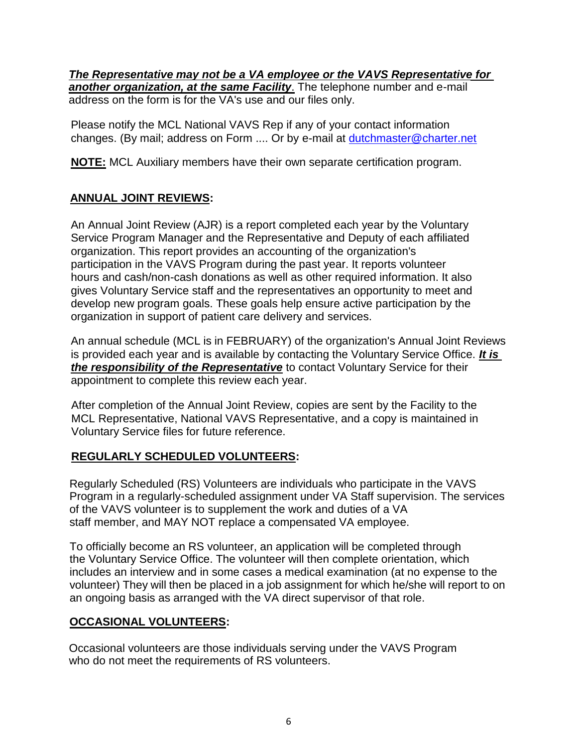***The Representative may not be a VA employee or the VAVS Representative for another organization, at the same Facility***. The telephone number and e-mail address on the form is for the VA's use and our files only.

Please notify the MCL National VAVS Rep if any of your contact information changes. (By mail; address on Form .... Or by e-mail at dutchmaster@charter.net

**NOTE:** MCL Auxiliary members have their own separate certification program.

## ANNUAL JOINT REVIEWS:

An Annual Joint Review (AJR) is a report completed each year by the Voluntary Service Program Manager and the Representative and Deputy of each affiliated organization. This report provides an accounting of the organization's participation in the VAVS Program during the past year. It reports volunteer hours and cash/non-cash donations as well as other required information. It also gives Voluntary Service staff and the representatives an opportunity to meet and develop new program goals. These goals help ensure active participation by the organization in support of patient care delivery and services.

An annual schedule (MCL is in FEBRUARY) of the organization's Annual Joint Reviews is provided each year and is available by contacting the Voluntary Service Office. ***It is the responsibility of the Representative*** to contact Voluntary Service for their appointment to complete this review each year.

After completion of the Annual Joint Review, copies are sent by the Facility to the MCL Representative, National VAVS Representative, and a copy is maintained in Voluntary Service files for future reference.

## REGULARLY SCHEDULED VOLUNTEERS:

Regularly Scheduled (RS) Volunteers are individuals who participate in the VAVS Program in a regularly-scheduled assignment under VA Staff supervision. The services of the VAVS volunteer is to supplement the work and duties of a VA staff member, and MAY NOT replace a compensated VA employee.

To officially become an RS volunteer, an application will be completed through the Voluntary Service Office. The volunteer will then complete orientation, which includes an interview and in some cases a medical examination (at no expense to the volunteer) They will then be placed in a job assignment for which he/she will report to on an ongoing basis as arranged with the VA direct supervisor of that role.

## OCCASIONAL VOLUNTEERS:

Occasional volunteers are those individuals serving under the VAVS Program who do not meet the requirements of RS volunteers.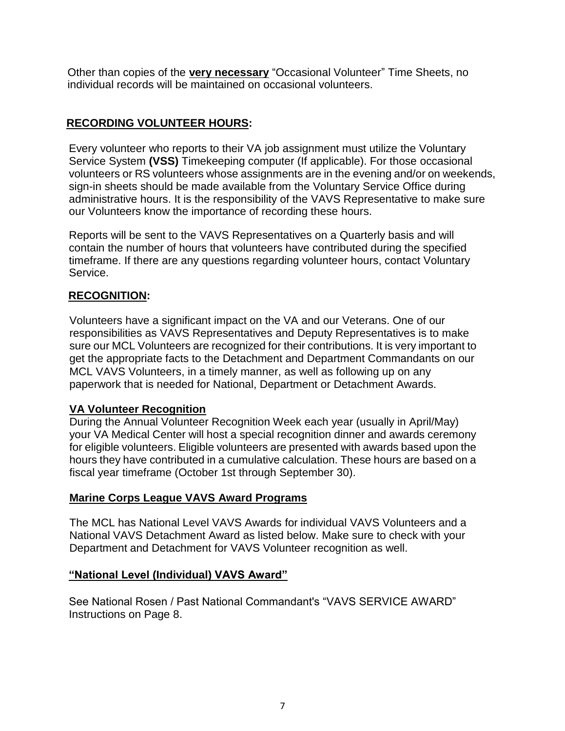Other than copies of the **very necessary** "Occasional Volunteer" Time Sheets, no individual records will be maintained on occasional volunteers.

## RECORDING VOLUNTEER HOURS:

Every volunteer who reports to their VA job assignment must utilize the Voluntary Service System **(VSS)** Timekeeping computer (If applicable). For those occasional volunteers or RS volunteers whose assignments are in the evening and/or on weekends, sign-in sheets should be made available from the Voluntary Service Office during administrative hours. It is the responsibility of the VAVS Representative to make sure our Volunteers know the importance of recording these hours.

Reports will be sent to the VAVS Representatives on a Quarterly basis and will contain the number of hours that volunteers have contributed during the specified timeframe. If there are any questions regarding volunteer hours, contact Voluntary Service.

## RECOGNITION:

Volunteers have a significant impact on the VA and our Veterans. One of our responsibilities as VAVS Representatives and Deputy Representatives is to make sure our MCL Volunteers are recognized for their contributions. It is very important to get the appropriate facts to the Detachment and Department Commandants on our MCL VAVS Volunteers, in a timely manner, as well as following up on any paperwork that is needed for National, Department or Detachment Awards.

### VA Volunteer Recognition

During the Annual Volunteer Recognition Week each year (usually in April/May) your VA Medical Center will host a special recognition dinner and awards ceremony for eligible volunteers. Eligible volunteers are presented with awards based upon the hours they have contributed in a cumulative calculation. These hours are based on a fiscal year timeframe (October 1st through September 30).

### Marine Corps League VAVS Award Programs

The MCL has National Level VAVS Awards for individual VAVS Volunteers and a National VAVS Detachment Award as listed below. Make sure to check with your Department and Detachment for VAVS Volunteer recognition as well.

### "National Level (Individual) VAVS Award"

See National Rosen / Past National Commandant's "VAVS SERVICE AWARD" Instructions on Page 8.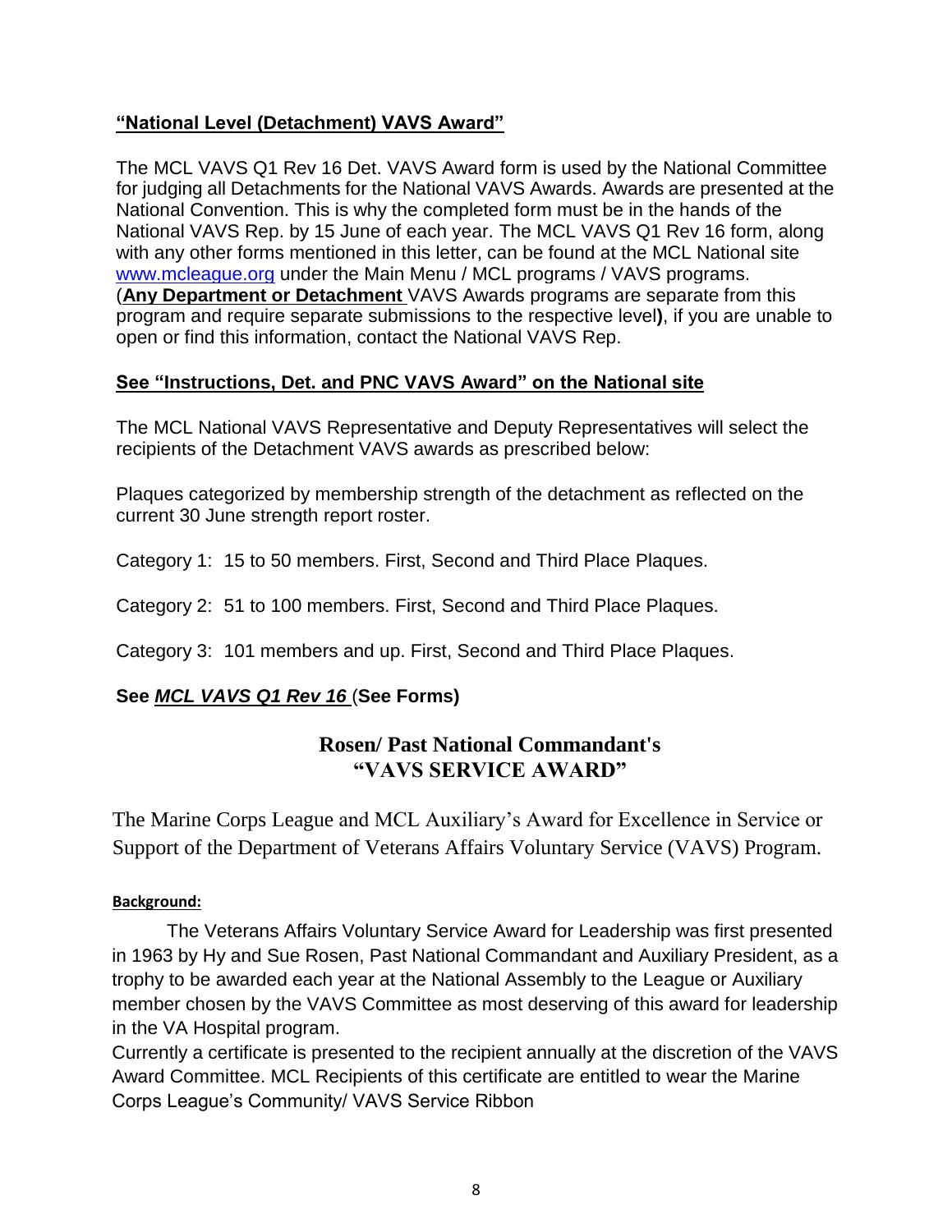## **"National Level (Detachment) VAVS Award"**

The MCL VAVS Q1 Rev 16 Det. VAVS Award form is used by the National Committee for judging all Detachments for the National VAVS Awards. Awards are presented at the National Convention. This is why the completed form must be in the hands of the National VAVS Rep. by 15 June of each year. The MCL VAVS Q1 Rev 16 form, along with any other forms mentioned in this letter, can be found at the MCL National site www.mcleague.org under the Main Menu / MCL programs / VAVS programs. (**Any Department or Detachment** VAVS Awards programs are separate from this program and require separate submissions to the respective level**)**, if you are unable to open or find this information, contact the National VAVS Rep.

**See "Instructions, Det. and PNC VAVS Award" on the National site**

The MCL National VAVS Representative and Deputy Representatives will select the recipients of the Detachment VAVS awards as prescribed below:

Plaques categorized by membership strength of the detachment as reflected on the current 30 June strength report roster.

Category 1: 15 to 50 members. First, Second and Third Place Plaques.

Category 2: 51 to 100 members. First, Second and Third Place Plaques.

Category 3: 101 members and up. First, Second and Third Place Plaques.

**See *MCL VAVS Q1 Rev 16* (See Forms)**

## Rosen/ Past National Commandant's "VAVS SERVICE AWARD"

The Marine Corps League and MCL Auxiliary's Award for Excellence in Service or Support of the Department of Veterans Affairs Voluntary Service (VAVS) Program.

**Background:**

The Veterans Affairs Voluntary Service Award for Leadership was first presented in 1963 by Hy and Sue Rosen, Past National Commandant and Auxiliary President, as a trophy to be awarded each year at the National Assembly to the League or Auxiliary member chosen by the VAVS Committee as most deserving of this award for leadership in the VA Hospital program.

Currently a certificate is presented to the recipient annually at the discretion of the VAVS Award Committee. MCL Recipients of this certificate are entitled to wear the Marine Corps League's Community/ VAVS Service Ribbon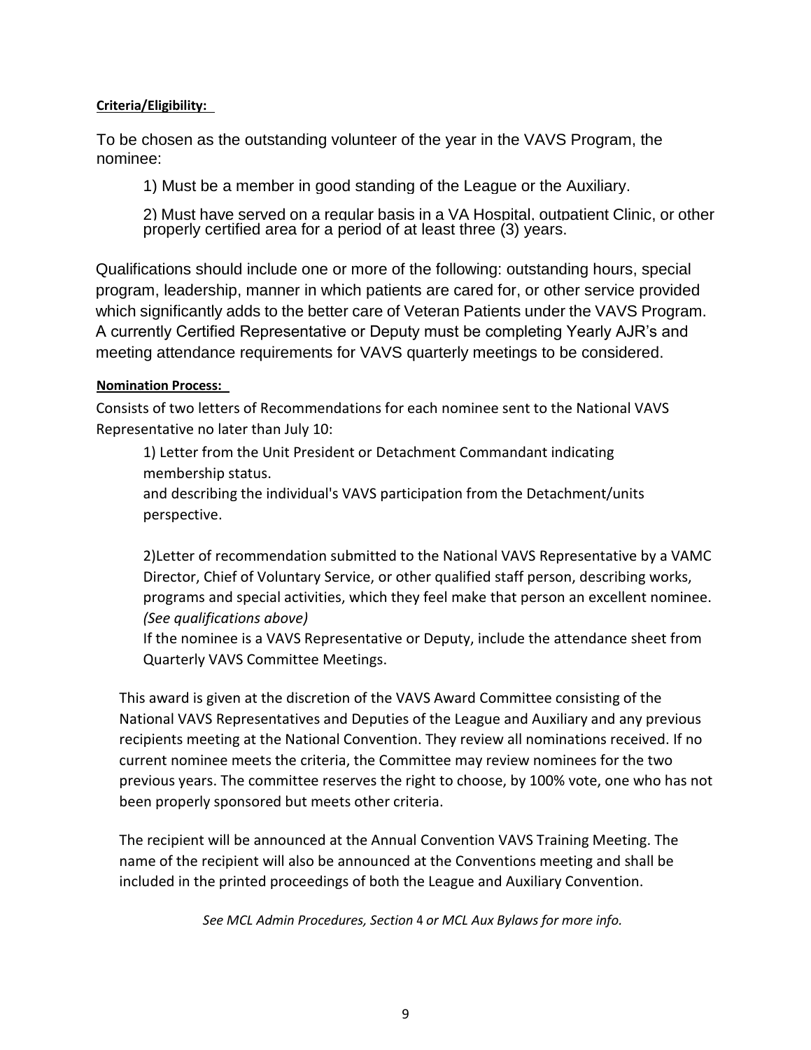**Criteria/Eligibility:**

To be chosen as the outstanding volunteer of the year in the VAVS Program, the nominee:

1) Must be a member in good standing of the League or the Auxiliary.

2) Must have served on a regular basis in a VA Hospital, outpatient Clinic, or other properly certified area for a period of at least three (3) years.

Qualifications should include one or more of the following: outstanding hours, special program, leadership, manner in which patients are cared for, or other service provided which significantly adds to the better care of Veteran Patients under the VAVS Program. A currently Certified Representative or Deputy must be completing Yearly AJR's and meeting attendance requirements for VAVS quarterly meetings to be considered.

**Nomination Process:**

Consists of two letters of Recommendations for each nominee sent to the National VAVS Representative no later than July 10:

1) Letter from the Unit President or Detachment Commandant indicating membership status.
and describing the individual's VAVS participation from the Detachment/units perspective.

2)Letter of recommendation submitted to the National VAVS Representative by a VAMC Director, Chief of Voluntary Service, or other qualified staff person, describing works, programs and special activities, which they feel make that person an excellent nominee. *(See qualifications above)*
If the nominee is a VAVS Representative or Deputy, include the attendance sheet from Quarterly VAVS Committee Meetings.

This award is given at the discretion of the VAVS Award Committee consisting of the National VAVS Representatives and Deputies of the League and Auxiliary and any previous recipients meeting at the National Convention. They review all nominations received. If no current nominee meets the criteria, the Committee may review nominees for the two previous years. The committee reserves the right to choose, by 100% vote, one who has not been properly sponsored but meets other criteria.

The recipient will be announced at the Annual Convention VAVS Training Meeting. The name of the recipient will also be announced at the Conventions meeting and shall be included in the printed proceedings of both the League and Auxiliary Convention.

*See MCL Admin Procedures, Section 4 or MCL Aux Bylaws for more info.*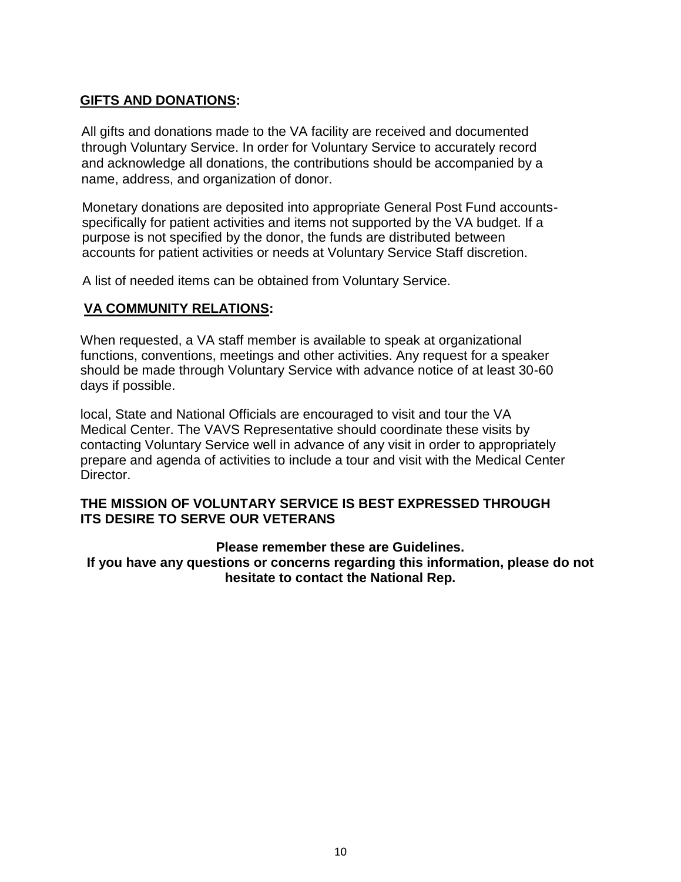## GIFTS AND DONATIONS:

All gifts and donations made to the VA facility are received and documented through Voluntary Service. In order for Voluntary Service to accurately record and acknowledge all donations, the contributions should be accompanied by a name, address, and organization of donor.

Monetary donations are deposited into appropriate General Post Fund accounts- specifically for patient activities and items not supported by the VA budget. If a purpose is not specified by the donor, the funds are distributed between accounts for patient activities or needs at Voluntary Service Staff discretion.

A list of needed items can be obtained from Voluntary Service.

## VA COMMUNITY RELATIONS:

When requested, a VA staff member is available to speak at organizational functions, conventions, meetings and other activities. Any request for a speaker should be made through Voluntary Service with advance notice of at least 30-60 days if possible.

local, State and National Officials are encouraged to visit and tour the VA Medical Center. The VAVS Representative should coordinate these visits by contacting Voluntary Service well in advance of any visit in order to appropriately prepare and agenda of activities to include a tour and visit with the Medical Center Director.

**THE MISSION OF VOLUNTARY SERVICE IS BEST EXPRESSED THROUGH ITS DESIRE TO SERVE OUR VETERANS**

**Please remember these are Guidelines.**
**If you have any questions or concerns regarding this information, please do not hesitate to contact the National Rep.**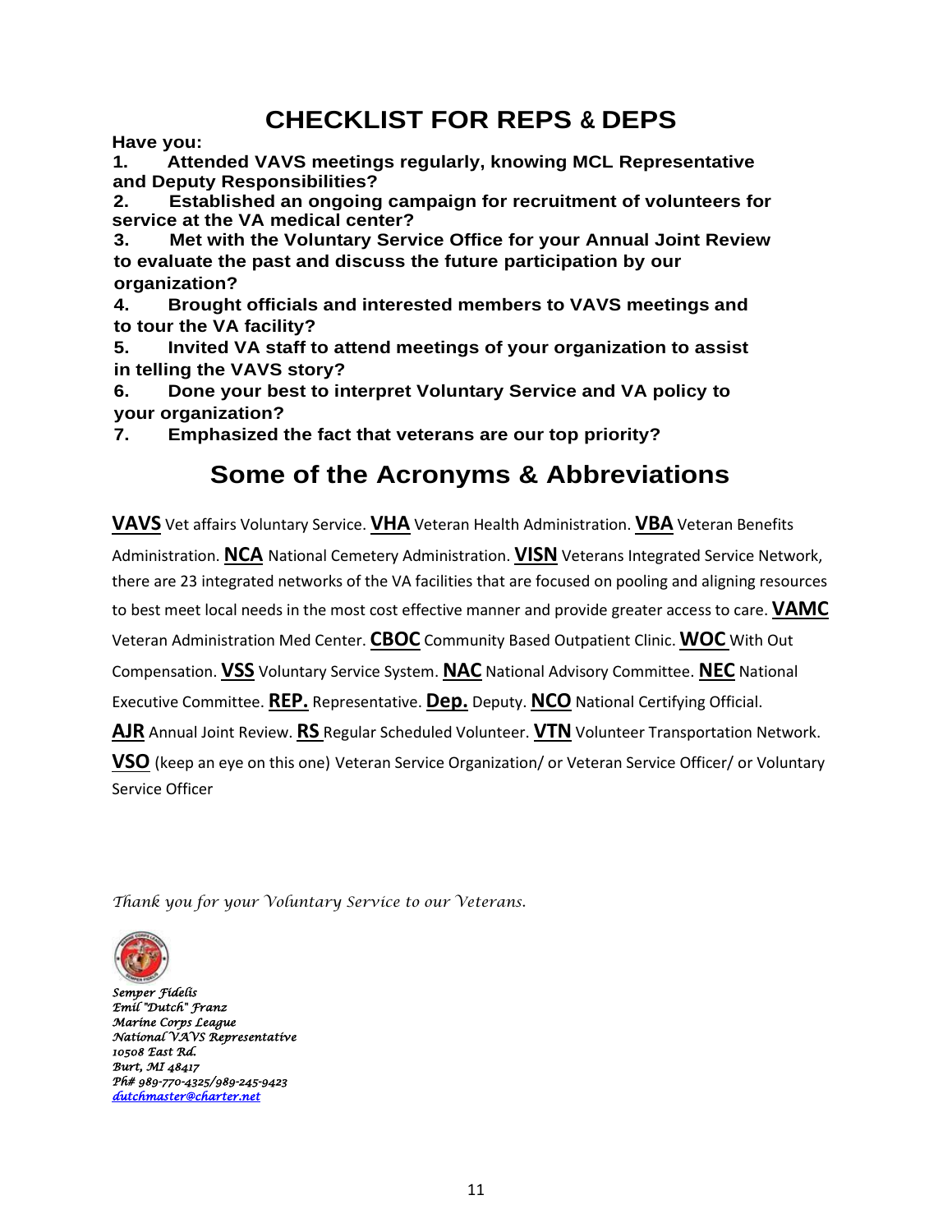# CHECKLIST FOR REPS & DEPS

**Have you:**

**1. Attended VAVS meetings regularly, knowing MCL Representative and Deputy Responsibilities?**

**2. Established an ongoing campaign for recruitment of volunteers for service at the VA medical center?**

**3. Met with the Voluntary Service Office for your Annual Joint Review to evaluate the past and discuss the future participation by our organization?**

**4. Brought officials and interested members to VAVS meetings and to tour the VA facility?**

**5. Invited VA staff to attend meetings of your organization to assist in telling the VAVS story?**

**6. Done your best to interpret Voluntary Service and VA policy to your organization?**

**7. Emphasized the fact that veterans are our top priority?**

# Some of the Acronyms & Abbreviations

**VAVS** Vet affairs Voluntary Service. **VHA** Veteran Health Administration. **VBA** Veteran Benefits Administration. **NCA** National Cemetery Administration. **VISN** Veterans Integrated Service Network, there are 23 integrated networks of the VA facilities that are focused on pooling and aligning resources to best meet local needs in the most cost effective manner and provide greater access to care. **VAMC** Veteran Administration Med Center. **CBOC** Community Based Outpatient Clinic. **WOC** With Out Compensation. **VSS** Voluntary Service System. **NAC** National Advisory Committee. **NEC** National Executive Committee. **REP.** Representative. **Dep.** Deputy. **NCO** National Certifying Official. **AJR** Annual Joint Review. **RS** Regular Scheduled Volunteer. **VTN** Volunteer Transportation Network. **VSO** (keep an eye on this one) Veteran Service Organization/ or Veteran Service Officer/ or Voluntary Service Officer

*Thank you for your Voluntary Service to our Veterans.*

***Semper Fidelis***
***Emil "Dutch" Franz***
***Marine Corps League***
***National VAVS Representative***
***10508 East Rd.***
***Burt, MI 48417***
***Ph# 989-770-4325/989-245-9423***
***dutchmaster@charter.net***